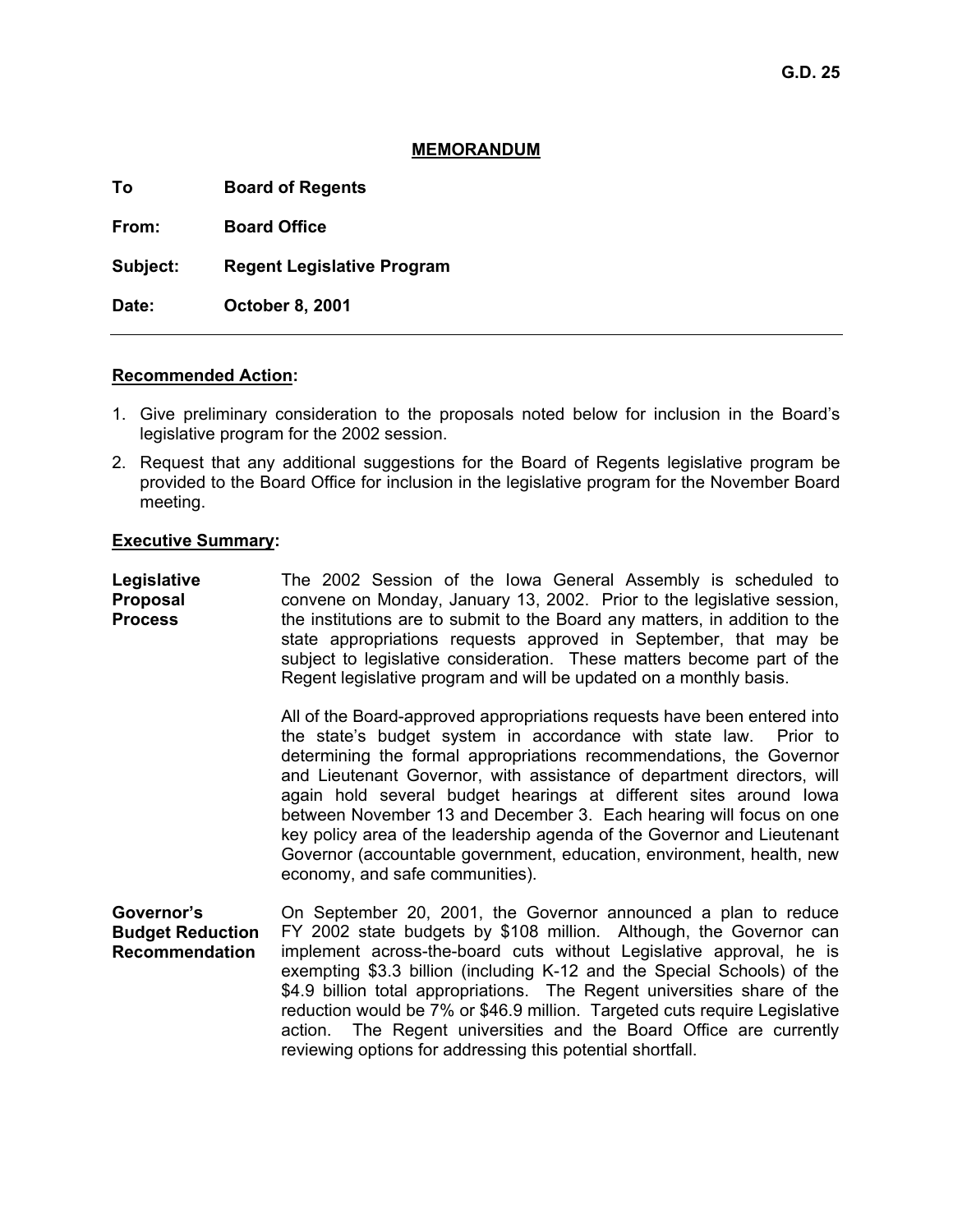G.D. 25

## MEMORANDUM

**To** **Board of Regents**

**From:** **Board Office**

**Subject:** **Regent Legislative Program**

**Date:** **October 8, 2001**

---

**Recommended Action:**

1. Give preliminary consideration to the proposals noted below for inclusion in the Board's legislative program for the 2002 session.
2. Request that any additional suggestions for the Board of Regents legislative program be provided to the Board Office for inclusion in the legislative program for the November Board meeting.

**Executive Summary:**

**Legislative Proposal Process**

The 2002 Session of the Iowa General Assembly is scheduled to convene on Monday, January 13, 2002. Prior to the legislative session, the institutions are to submit to the Board any matters, in addition to the state appropriations requests approved in September, that may be subject to legislative consideration. These matters become part of the Regent legislative program and will be updated on a monthly basis.

All of the Board-approved appropriations requests have been entered into the state's budget system in accordance with state law. Prior to determining the formal appropriations recommendations, the Governor and Lieutenant Governor, with assistance of department directors, will again hold several budget hearings at different sites around Iowa between November 13 and December 3. Each hearing will focus on one key policy area of the leadership agenda of the Governor and Lieutenant Governor (accountable government, education, environment, health, new economy, and safe communities).

**Governor's Budget Reduction Recommendation**

On September 20, 2001, the Governor announced a plan to reduce FY 2002 state budgets by $108 million. Although, the Governor can implement across-the-board cuts without Legislative approval, he is exempting $3.3 billion (including K-12 and the Special Schools) of the $4.9 billion total appropriations. The Regent universities share of the reduction would be 7% or $46.9 million. Targeted cuts require Legislative action. The Regent universities and the Board Office are currently reviewing options for addressing this potential shortfall.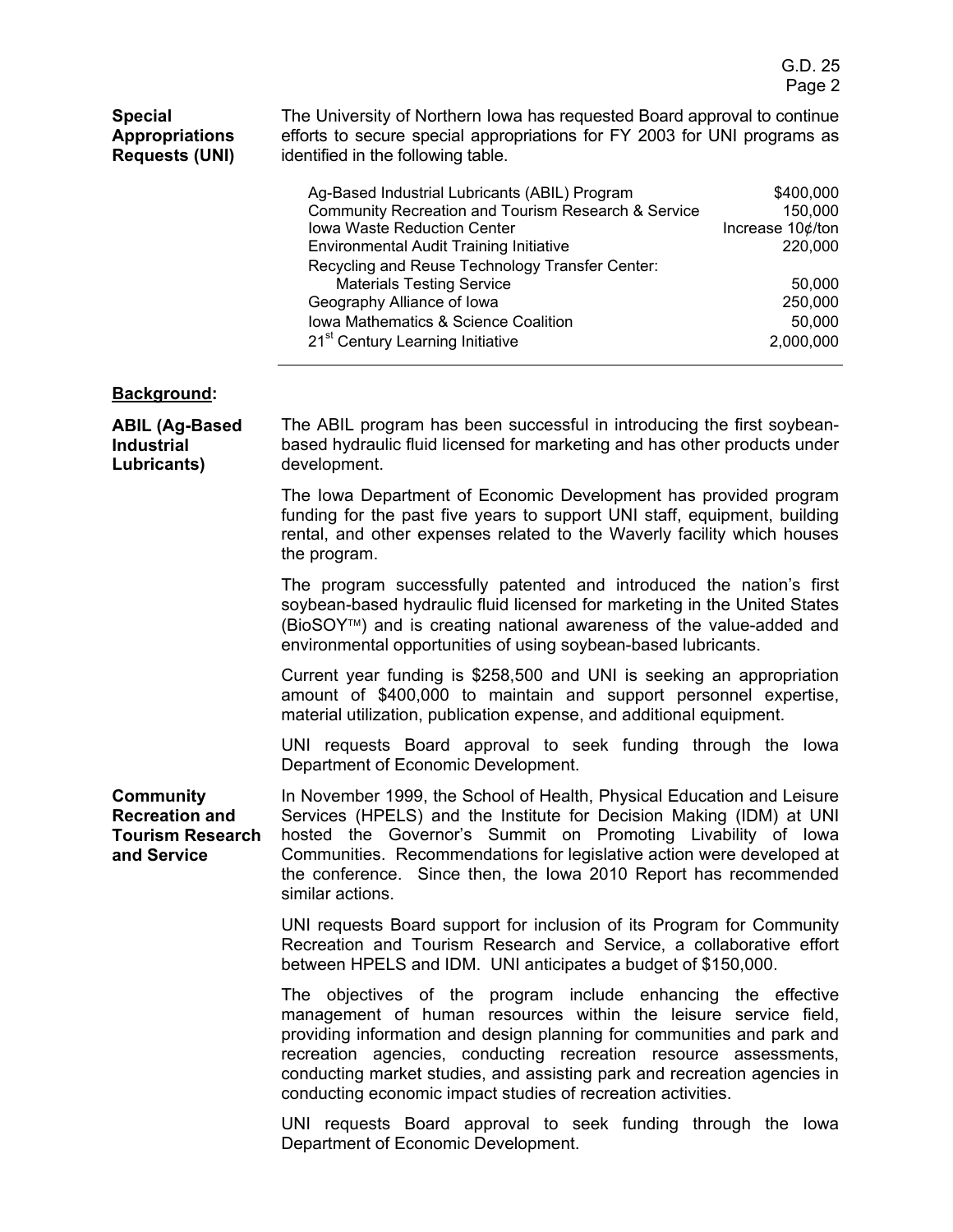**Special Appropriations Requests (UNI)**

The University of Northern Iowa has requested Board approval to continue efforts to secure special appropriations for FY 2003 for UNI programs as identified in the following table.

| Program | Amount |
|---|---|
| Ag-Based Industrial Lubricants (ABIL) Program | \$400,000 |
| Community Recreation and Tourism Research & Service | 150,000 |
| Iowa Waste Reduction Center | Increase 10¢/ton |
| Environmental Audit Training Initiative | 220,000 |
| Recycling and Reuse Technology Transfer Center: Materials Testing Service | 50,000 |
| Geography Alliance of Iowa | 250,000 |
| Iowa Mathematics & Science Coalition | 50,000 |
| 21st Century Learning Initiative | 2,000,000 |

## Background:

**ABIL (Ag-Based Industrial Lubricants)**

The ABIL program has been successful in introducing the first soybean-based hydraulic fluid licensed for marketing and has other products under development.

The Iowa Department of Economic Development has provided program funding for the past five years to support UNI staff, equipment, building rental, and other expenses related to the Waverly facility which houses the program.

The program successfully patented and introduced the nation's first soybean-based hydraulic fluid licensed for marketing in the United States (BioSOY™) and is creating national awareness of the value-added and environmental opportunities of using soybean-based lubricants.

Current year funding is \$258,500 and UNI is seeking an appropriation amount of \$400,000 to maintain and support personnel expertise, material utilization, publication expense, and additional equipment.

UNI requests Board approval to seek funding through the Iowa Department of Economic Development.

**Community Recreation and Tourism Research and Service**

In November 1999, the School of Health, Physical Education and Leisure Services (HPELS) and the Institute for Decision Making (IDM) at UNI hosted the Governor's Summit on Promoting Livability of Iowa Communities. Recommendations for legislative action were developed at the conference. Since then, the Iowa 2010 Report has recommended similar actions.

UNI requests Board support for inclusion of its Program for Community Recreation and Tourism Research and Service, a collaborative effort between HPELS and IDM. UNI anticipates a budget of \$150,000.

The objectives of the program include enhancing the effective management of human resources within the leisure service field, providing information and design planning for communities and park and recreation agencies, conducting recreation resource assessments, conducting market studies, and assisting park and recreation agencies in conducting economic impact studies of recreation activities.

UNI requests Board approval to seek funding through the Iowa Department of Economic Development.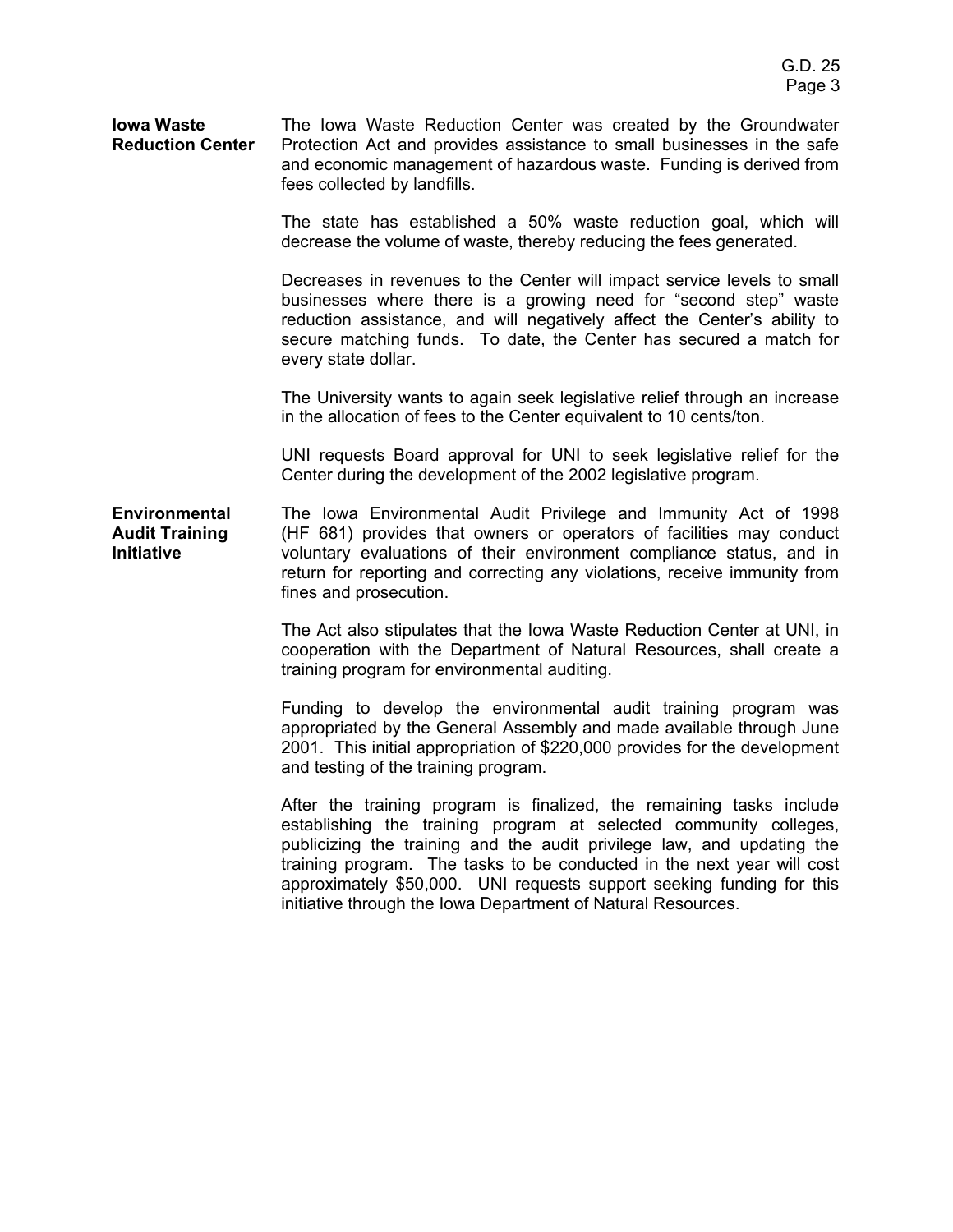**Iowa Waste Reduction Center**

The Iowa Waste Reduction Center was created by the Groundwater Protection Act and provides assistance to small businesses in the safe and economic management of hazardous waste. Funding is derived from fees collected by landfills.

The state has established a 50% waste reduction goal, which will decrease the volume of waste, thereby reducing the fees generated.

Decreases in revenues to the Center will impact service levels to small businesses where there is a growing need for "second step" waste reduction assistance, and will negatively affect the Center's ability to secure matching funds. To date, the Center has secured a match for every state dollar.

The University wants to again seek legislative relief through an increase in the allocation of fees to the Center equivalent to 10 cents/ton.

UNI requests Board approval for UNI to seek legislative relief for the Center during the development of the 2002 legislative program.

**Environmental Audit Training Initiative**

The Iowa Environmental Audit Privilege and Immunity Act of 1998 (HF 681) provides that owners or operators of facilities may conduct voluntary evaluations of their environment compliance status, and in return for reporting and correcting any violations, receive immunity from fines and prosecution.

The Act also stipulates that the Iowa Waste Reduction Center at UNI, in cooperation with the Department of Natural Resources, shall create a training program for environmental auditing.

Funding to develop the environmental audit training program was appropriated by the General Assembly and made available through June 2001. This initial appropriation of $220,000 provides for the development and testing of the training program.

After the training program is finalized, the remaining tasks include establishing the training program at selected community colleges, publicizing the training and the audit privilege law, and updating the training program. The tasks to be conducted in the next year will cost approximately $50,000. UNI requests support seeking funding for this initiative through the Iowa Department of Natural Resources.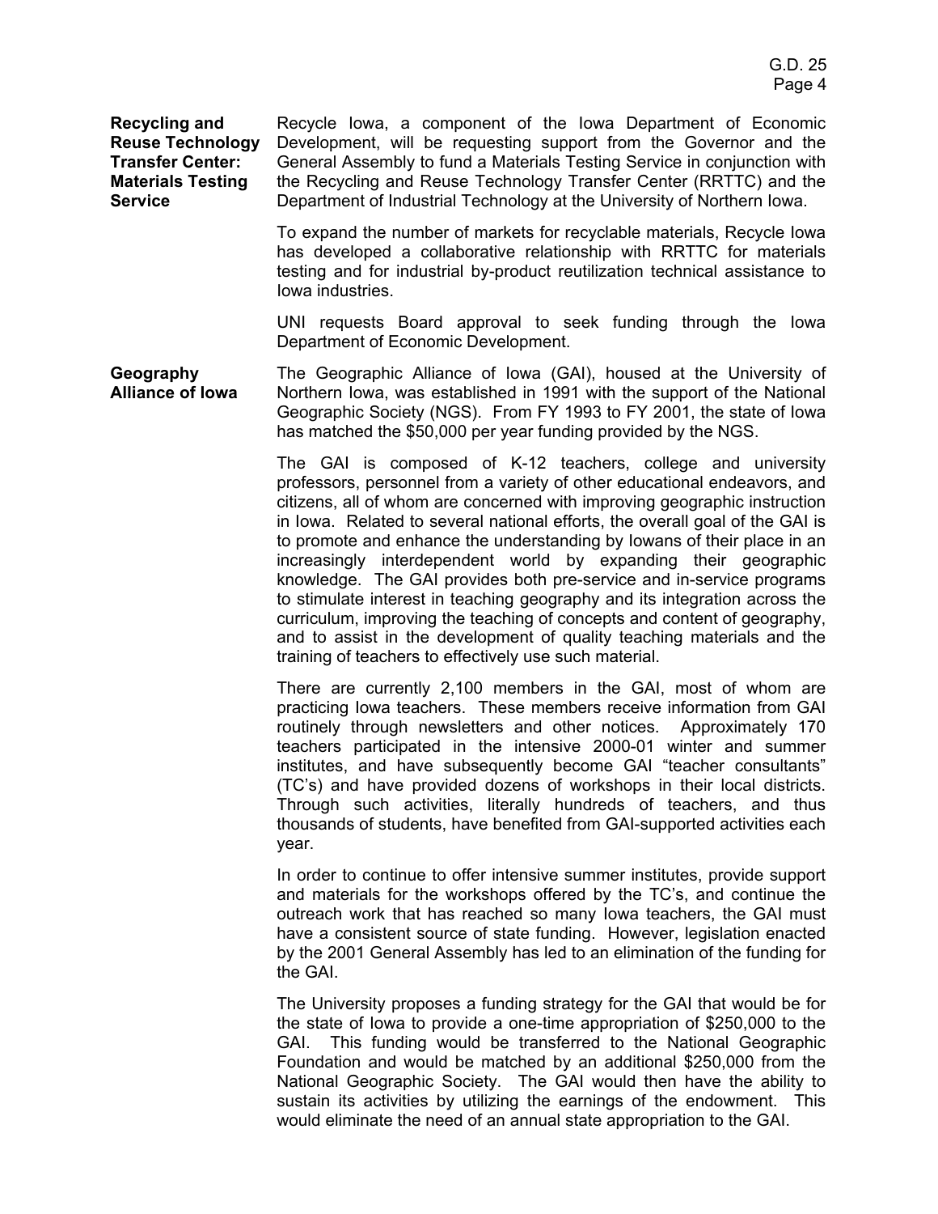**Recycling and Reuse Technology Transfer Center: Materials Testing Service**

Recycle Iowa, a component of the Iowa Department of Economic Development, will be requesting support from the Governor and the General Assembly to fund a Materials Testing Service in conjunction with the Recycling and Reuse Technology Transfer Center (RRTTC) and the Department of Industrial Technology at the University of Northern Iowa.

To expand the number of markets for recyclable materials, Recycle Iowa has developed a collaborative relationship with RRTTC for materials testing and for industrial by-product reutilization technical assistance to Iowa industries.

UNI requests Board approval to seek funding through the Iowa Department of Economic Development.

**Geography Alliance of Iowa**

The Geographic Alliance of Iowa (GAI), housed at the University of Northern Iowa, was established in 1991 with the support of the National Geographic Society (NGS). From FY 1993 to FY 2001, the state of Iowa has matched the $50,000 per year funding provided by the NGS.

The GAI is composed of K-12 teachers, college and university professors, personnel from a variety of other educational endeavors, and citizens, all of whom are concerned with improving geographic instruction in Iowa. Related to several national efforts, the overall goal of the GAI is to promote and enhance the understanding by Iowans of their place in an increasingly interdependent world by expanding their geographic knowledge. The GAI provides both pre-service and in-service programs to stimulate interest in teaching geography and its integration across the curriculum, improving the teaching of concepts and content of geography, and to assist in the development of quality teaching materials and the training of teachers to effectively use such material.

There are currently 2,100 members in the GAI, most of whom are practicing Iowa teachers. These members receive information from GAI routinely through newsletters and other notices. Approximately 170 teachers participated in the intensive 2000-01 winter and summer institutes, and have subsequently become GAI "teacher consultants" (TC's) and have provided dozens of workshops in their local districts. Through such activities, literally hundreds of teachers, and thus thousands of students, have benefited from GAI-supported activities each year.

In order to continue to offer intensive summer institutes, provide support and materials for the workshops offered by the TC's, and continue the outreach work that has reached so many Iowa teachers, the GAI must have a consistent source of state funding. However, legislation enacted by the 2001 General Assembly has led to an elimination of the funding for the GAI.

The University proposes a funding strategy for the GAI that would be for the state of Iowa to provide a one-time appropriation of $250,000 to the GAI. This funding would be transferred to the National Geographic Foundation and would be matched by an additional $250,000 from the National Geographic Society. The GAI would then have the ability to sustain its activities by utilizing the earnings of the endowment. This would eliminate the need of an annual state appropriation to the GAI.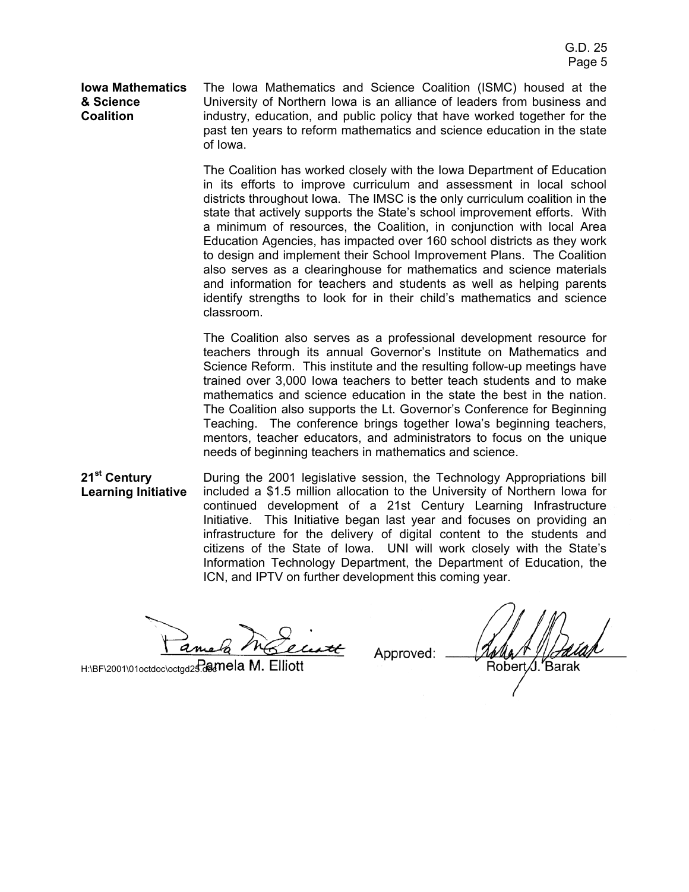**Iowa Mathematics & Science Coalition**

The Iowa Mathematics and Science Coalition (ISMC) housed at the University of Northern Iowa is an alliance of leaders from business and industry, education, and public policy that have worked together for the past ten years to reform mathematics and science education in the state of Iowa.

The Coalition has worked closely with the Iowa Department of Education in its efforts to improve curriculum and assessment in local school districts throughout Iowa. The IMSC is the only curriculum coalition in the state that actively supports the State's school improvement efforts. With a minimum of resources, the Coalition, in conjunction with local Area Education Agencies, has impacted over 160 school districts as they work to design and implement their School Improvement Plans. The Coalition also serves as a clearinghouse for mathematics and science materials and information for teachers and students as well as helping parents identify strengths to look for in their child's mathematics and science classroom.

The Coalition also serves as a professional development resource for teachers through its annual Governor's Institute on Mathematics and Science Reform. This institute and the resulting follow-up meetings have trained over 3,000 Iowa teachers to better teach students and to make mathematics and science education in the state the best in the nation. The Coalition also supports the Lt. Governor's Conference for Beginning Teaching. The conference brings together Iowa's beginning teachers, mentors, teacher educators, and administrators to focus on the unique needs of beginning teachers in mathematics and science.

**21st Century Learning Initiative**

During the 2001 legislative session, the Technology Appropriations bill included a $1.5 million allocation to the University of Northern Iowa for continued development of a 21st Century Learning Infrastructure Initiative. This Initiative began last year and focuses on providing an infrastructure for the delivery of digital content to the students and citizens of the State of Iowa. UNI will work closely with the State's Information Technology Department, the Department of Education, the ICN, and IPTV on further development this coming year.

Pamela M. Elliott

Approved: Robert J. Barak

H:\BF\2001\01octdoc\octgd25.doc